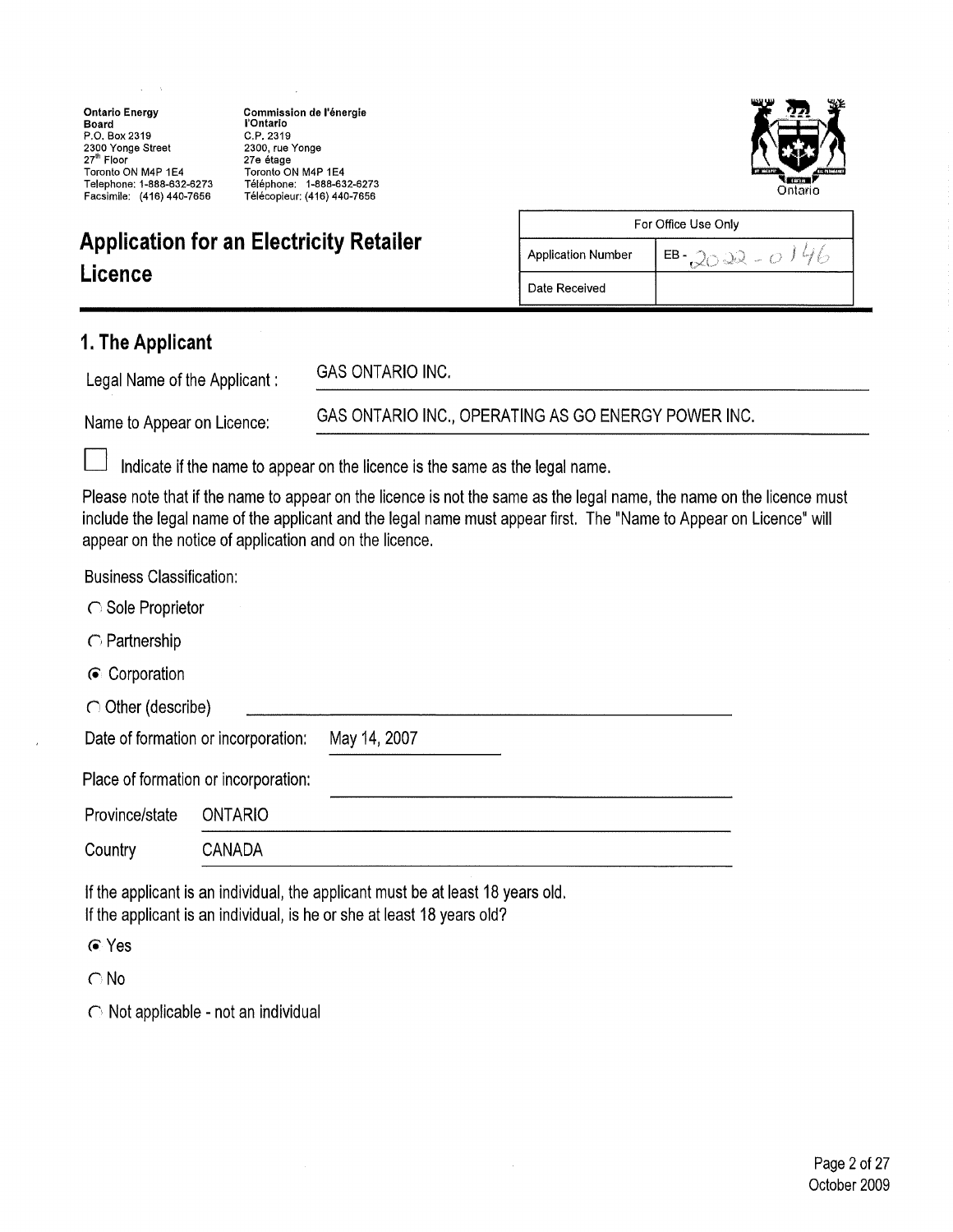Ontario Energy Board
P.O. Box 2319
2300 Yonge Street
27th Floor
Toronto ON M4P 1E4
Telephone: 1-888-632-6273
Facsimile: (416) 440-7656

Commission de l'énergie l'Ontario
C.P. 2319
2300, rue Yonge
27e étage
Toronto ON M4P 1E4
Téléphone: 1-888-632-6273
Télécopieur: (416) 440-7656

Ontario

# Application for an Electricity Retailer Licence

| For Office Use Only | |
|---|---|
| Application Number | EB- 2022-0146 |
| Date Received | |

## 1. The Applicant

Legal Name of the Applicant : GAS ONTARIO INC.

Name to Appear on Licence: GAS ONTARIO INC., OPERATING AS GO ENERGY POWER INC.

☐ Indicate if the name to appear on the licence is the same as the legal name.

Please note that if the name to appear on the licence is not the same as the legal name, the name on the licence must include the legal name of the applicant and the legal name must appear first. The "Name to Appear on Licence" will appear on the notice of application and on the licence.

Business Classification:

- ○ Sole Proprietor
- ○ Partnership
- ◉ Corporation
- ○ Other (describe) \_\_\_\_\_\_\_\_\_\_

Date of formation or incorporation: May 14, 2007

Place of formation or incorporation:

Province/state ONTARIO

Country CANADA

If the applicant is an individual, the applicant must be at least 18 years old.
If the applicant is an individual, is he or she at least 18 years old?

- ◉ Yes
- ○ No
- ○ Not applicable - not an individual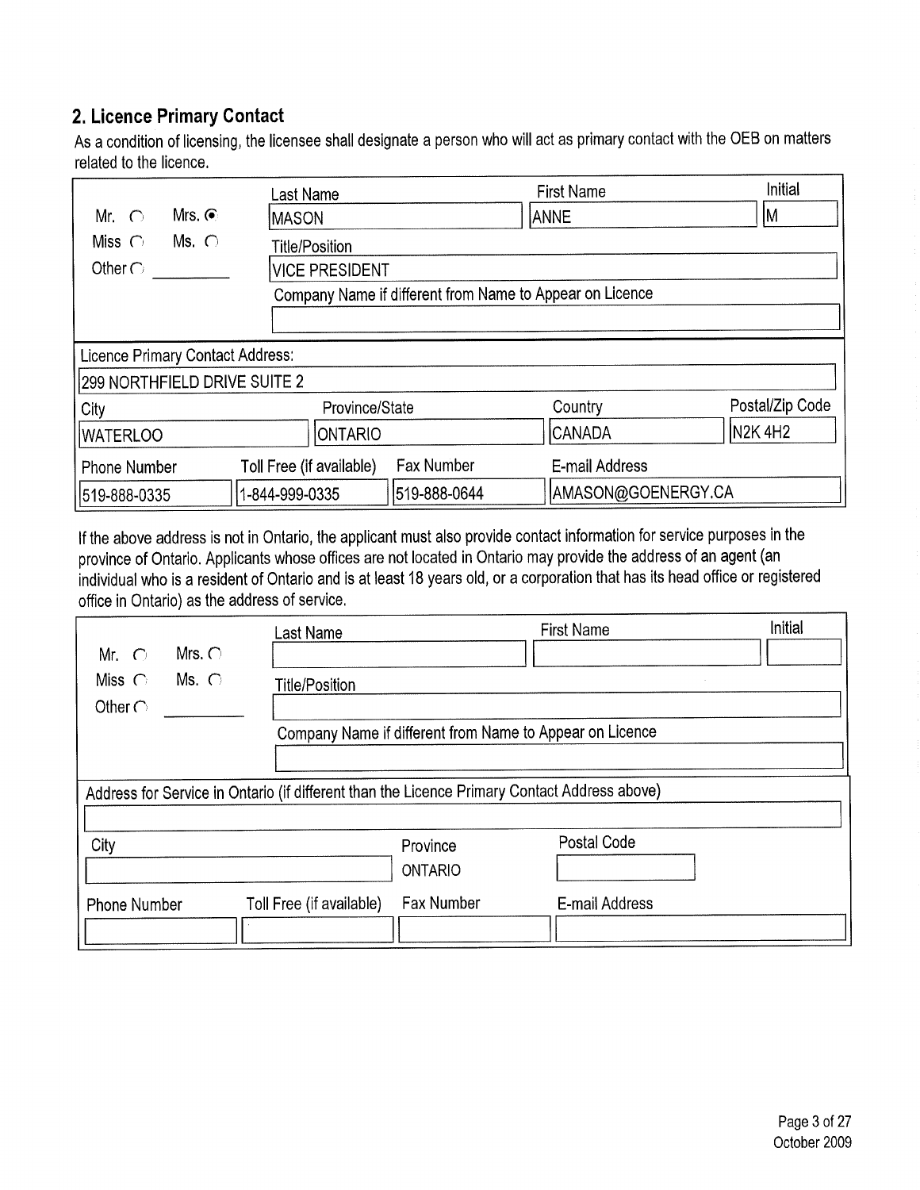## 2. Licence Primary Contact

As a condition of licensing, the licensee shall designate a person who will act as primary contact with the OEB on matters related to the licence.

| | |
|---|---|
| Salutation | Mr. ○ Mrs. ◉ Miss ○ Ms. ○ Other ○ |
| Last Name | MASON |
| First Name | ANNE |
| Initial | M |
| Title/Position | VICE PRESIDENT |
| Company Name if different from Name to Appear on Licence | |

| Licence Primary Contact Address: | | | |
|---|---|---|---|
| 299 NORTHFIELD DRIVE SUITE 2 | | | |
| **City** | **Province/State** | **Country** | **Postal/Zip Code** |
| WATERLOO | ONTARIO | CANADA | N2K 4H2 |

| Phone Number | Toll Free (if available) | Fax Number | E-mail Address |
|---|---|---|---|
| 519-888-0335 | 1-844-999-0335 | 519-888-0644 | AMASON@GOENERGY.CA |

If the above address is not in Ontario, the applicant must also provide contact information for service purposes in the province of Ontario. Applicants whose offices are not located in Ontario may provide the address of an agent (an individual who is a resident of Ontario and is at least 18 years old, or a corporation that has its head office or registered office in Ontario) as the address of service.

| | |
|---|---|
| Salutation | Mr. ○ Mrs. ○ Miss ○ Ms. ○ Other ○ |
| Last Name | |
| First Name | |
| Initial | |
| Title/Position | |
| Company Name if different from Name to Appear on Licence | |

| Address for Service in Ontario (if different than the Licence Primary Contact Address above) | | |
|---|---|---|
| | | |
| **City** | **Province** | **Postal Code** |
| | ONTARIO | |

| Phone Number | Toll Free (if available) | Fax Number | E-mail Address |
|---|---|---|---|
| | | | |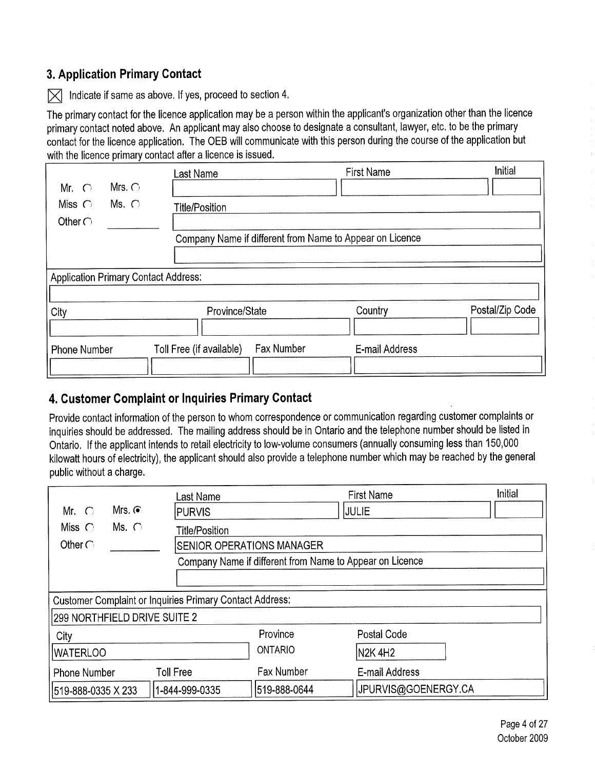## 3. Application Primary Contact

☒ Indicate if same as above. If yes, proceed to section 4.

The primary contact for the licence application may be a person within the applicant's organization other than the licence primary contact noted above. An applicant may also choose to designate a consultant, lawyer, etc. to be the primary contact for the licence application. The OEB will communicate with this person during the course of the application but with the licence primary contact after a licence is issued.

| Salutation | Last Name | First Name | Initial |
|---|---|---|---|
| Mr. ○ Mrs. ○ Miss ○ Ms. ○ Other ○ ________ | | | |
| | Title/Position | | |
| | | | |
| | Company Name if different from Name to Appear on Licence | | |
| | | | |

| Application Primary Contact Address: | | | |
|---|---|---|---|
| | | | |
| City | Province/State | Country | Postal/Zip Code |
| | | | |
| Phone Number | Toll Free (if available) | Fax Number | E-mail Address |
| | | | |

## 4. Customer Complaint or Inquiries Primary Contact

Provide contact information of the person to whom correspondence or communication regarding customer complaints or inquiries should be addressed. The mailing address should be in Ontario and the telephone number should be listed in Ontario. If the applicant intends to retail electricity to low-volume consumers (annually consuming less than 150,000 kilowatt hours of electricity), the applicant should also provide a telephone number which may be reached by the general public without a charge.

| Salutation | Last Name | First Name | Initial |
|---|---|---|---|
| Mr. ○ Mrs. ◉ Miss ○ Ms. ○ Other ○ ________ | PURVIS | JULIE | |
| | Title/Position | | |
| | SENIOR OPERATIONS MANAGER | | |
| | Company Name if different from Name to Appear on Licence | | |
| | | | |

| Customer Complaint or Inquiries Primary Contact Address: | | | |
|---|---|---|---|
| 299 NORTHFIELD DRIVE SUITE 2 | | | |
| City | | Province | Postal Code |
| WATERLOO | | ONTARIO | N2K 4H2 |
| Phone Number | Toll Free | Fax Number | E-mail Address |
| 519-888-0335 X 233 | 1-844-999-0335 | 519-888-0644 | JPURVIS@GOENERGY.CA |

October 2009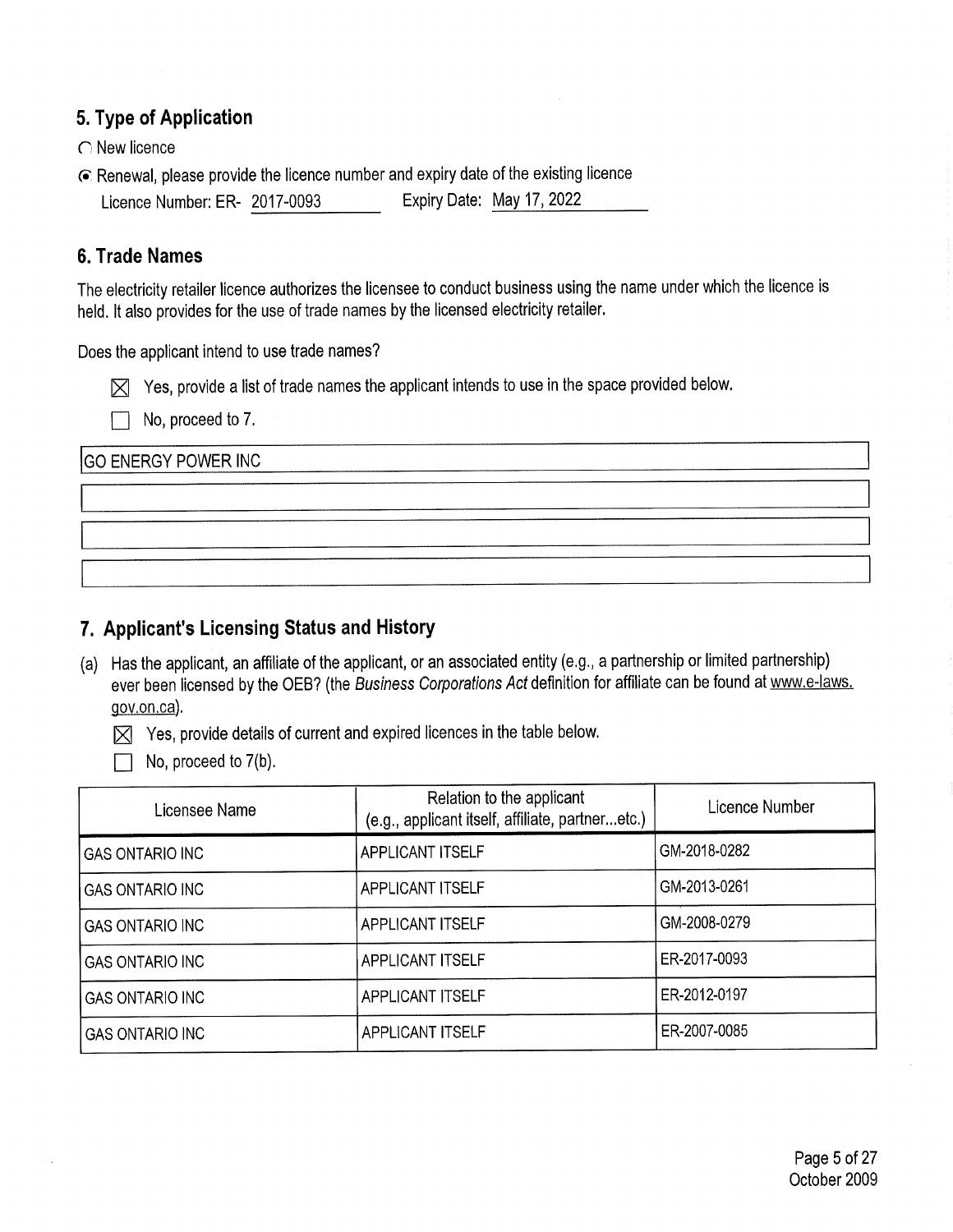## 5. Type of Application

○ New licence

◉ Renewal, please provide the licence number and expiry date of the existing licence

Licence Number: ER- 2017-0093 Expiry Date: May 17, 2022

## 6. Trade Names

The electricity retailer licence authorizes the licensee to conduct business using the name under which the licence is held. It also provides for the use of trade names by the licensed electricity retailer.

Does the applicant intend to use trade names?

☒ Yes, provide a list of trade names the applicant intends to use in the space provided below.

☐ No, proceed to 7.

GO ENERGY POWER INC

## 7. Applicant's Licensing Status and History

(a) Has the applicant, an affiliate of the applicant, or an associated entity (e.g., a partnership or limited partnership) ever been licensed by the OEB? (the *Business Corporations Act* definition for affiliate can be found at www.e-laws.gov.on.ca).

☒ Yes, provide details of current and expired licences in the table below.

☐ No, proceed to 7(b).

| Licensee Name | Relation to the applicant (e.g., applicant itself, affiliate, partner...etc.) | Licence Number |
|---|---|---|
| GAS ONTARIO INC | APPLICANT ITSELF | GM-2018-0282 |
| GAS ONTARIO INC | APPLICANT ITSELF | GM-2013-0261 |
| GAS ONTARIO INC | APPLICANT ITSELF | GM-2008-0279 |
| GAS ONTARIO INC | APPLICANT ITSELF | ER-2017-0093 |
| GAS ONTARIO INC | APPLICANT ITSELF | ER-2012-0197 |
| GAS ONTARIO INC | APPLICANT ITSELF | ER-2007-0085 |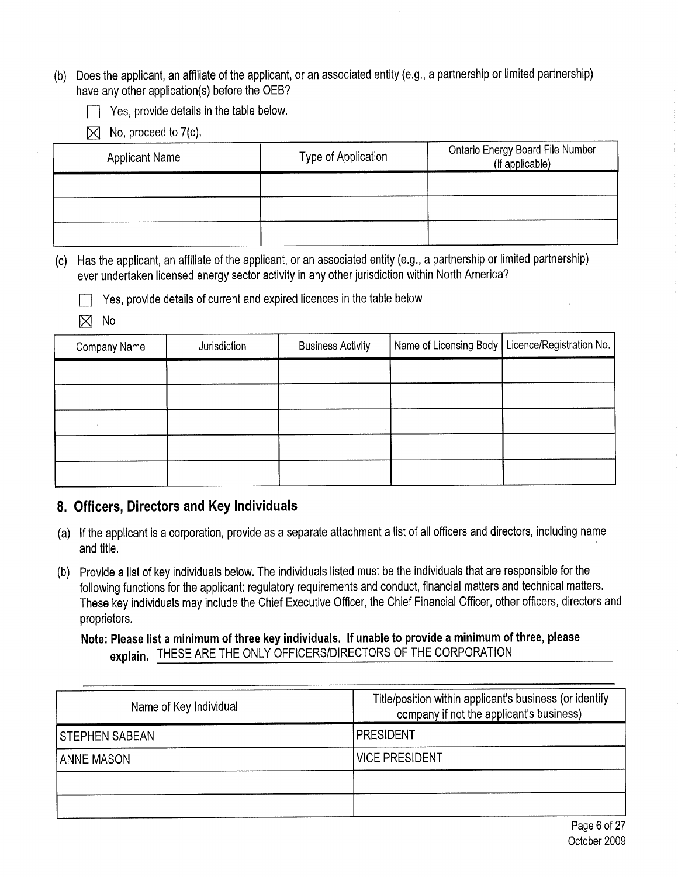(b) Does the applicant, an affiliate of the applicant, or an associated entity (e.g., a partnership or limited partnership) have any other application(s) before the OEB?

- ☐ Yes, provide details in the table below.
- ☒ No, proceed to 7(c).

| Applicant Name | Type of Application | Ontario Energy Board File Number (if applicable) |
|---|---|---|
| | | |
| | | |
| | | |

(c) Has the applicant, an affiliate of the applicant, or an associated entity (e.g., a partnership or limited partnership) ever undertaken licensed energy sector activity in any other jurisdiction within North America?

- ☐ Yes, provide details of current and expired licences in the table below
- ☒ No

| Company Name | Jurisdiction | Business Activity | Name of Licensing Body | Licence/Registration No. |
|---|---|---|---|---|
| | | | | |
| | | | | |
| | | | | |
| | | | | |
| | | | | |

## 8. Officers, Directors and Key Individuals

(a) If the applicant is a corporation, provide as a separate attachment a list of all officers and directors, including name and title.

(b) Provide a list of key individuals below. The individuals listed must be the individuals that are responsible for the following functions for the applicant: regulatory requirements and conduct, financial matters and technical matters. These key individuals may include the Chief Executive Officer, the Chief Financial Officer, other officers, directors and proprietors.

**Note: Please list a minimum of three key individuals. If unable to provide a minimum of three, please explain.** THESE ARE THE ONLY OFFICERS/DIRECTORS OF THE CORPORATION

| Name of Key Individual | Title/position within applicant's business (or identify company if not the applicant's business) |
|---|---|
| STEPHEN SABEAN | PRESIDENT |
| ANNE MASON | VICE PRESIDENT |
| | |
| | |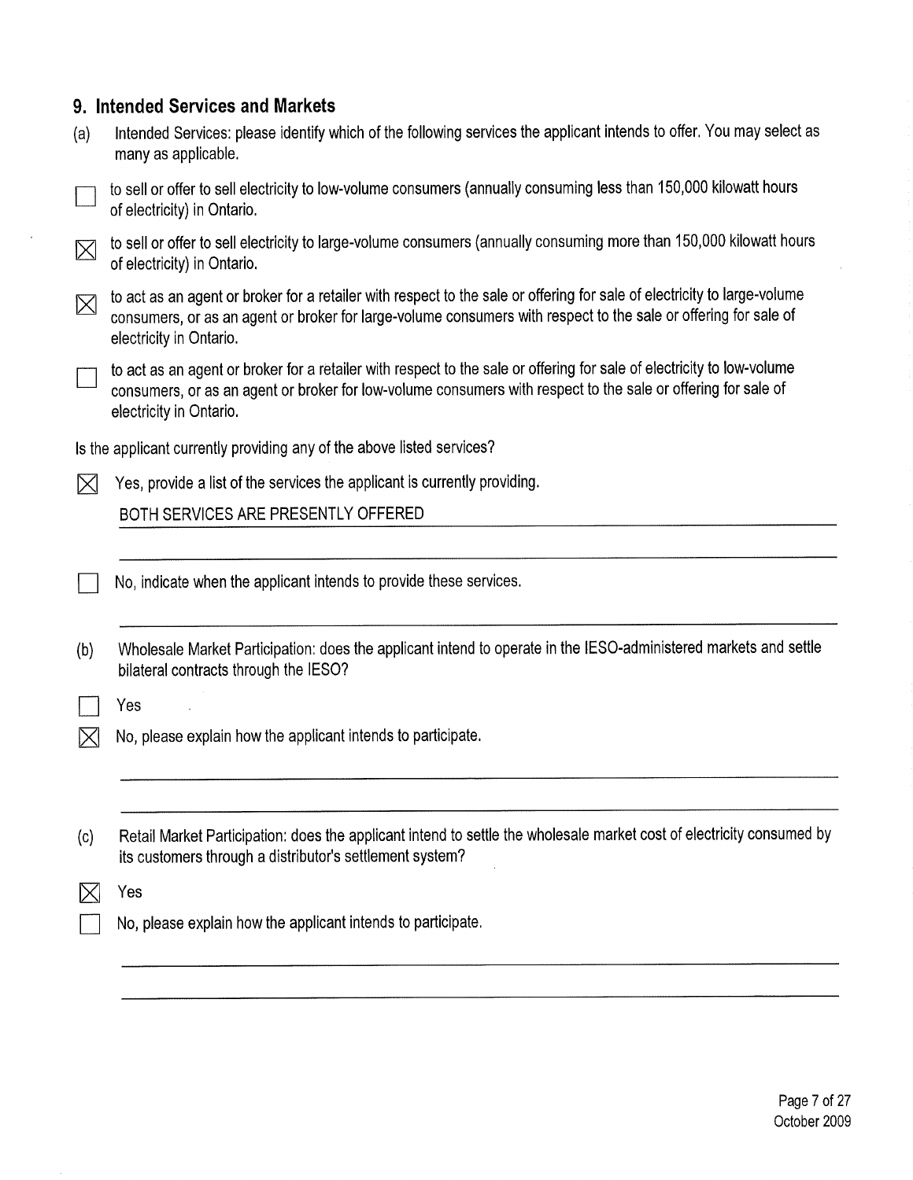## 9. Intended Services and Markets

(a) Intended Services: please identify which of the following services the applicant intends to offer. You may select as many as applicable.

☐ to sell or offer to sell electricity to low-volume consumers (annually consuming less than 150,000 kilowatt hours of electricity) in Ontario.

☒ to sell or offer to sell electricity to large-volume consumers (annually consuming more than 150,000 kilowatt hours of electricity) in Ontario.

☒ to act as an agent or broker for a retailer with respect to the sale or offering for sale of electricity to large-volume consumers, or as an agent or broker for large-volume consumers with respect to the sale or offering for sale of electricity in Ontario.

☐ to act as an agent or broker for a retailer with respect to the sale or offering for sale of electricity to low-volume consumers, or as an agent or broker for low-volume consumers with respect to the sale or offering for sale of electricity in Ontario.

Is the applicant currently providing any of the above listed services?

☒ Yes, provide a list of the services the applicant is currently providing.

BOTH SERVICES ARE PRESENTLY OFFERED

☐ No, indicate when the applicant intends to provide these services.

(b) Wholesale Market Participation: does the applicant intend to operate in the IESO-administered markets and settle bilateral contracts through the IESO?

☐ Yes

☒ No, please explain how the applicant intends to participate.

(c) Retail Market Participation: does the applicant intend to settle the wholesale market cost of electricity consumed by its customers through a distributor's settlement system?

☒ Yes

☐ No, please explain how the applicant intends to participate.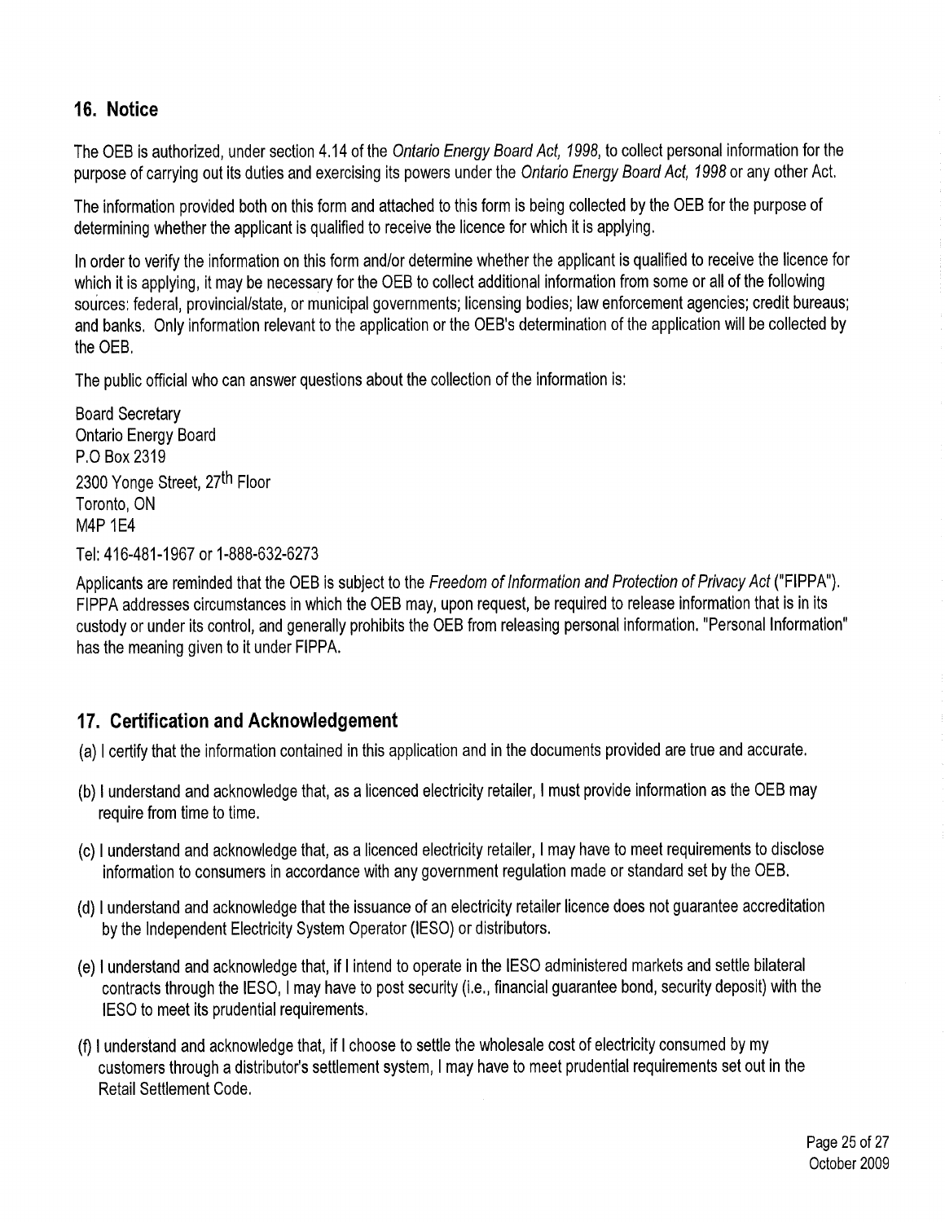## 16. Notice

The OEB is authorized, under section 4.14 of the *Ontario Energy Board Act, 1998*, to collect personal information for the purpose of carrying out its duties and exercising its powers under the *Ontario Energy Board Act, 1998* or any other Act.

The information provided both on this form and attached to this form is being collected by the OEB for the purpose of determining whether the applicant is qualified to receive the licence for which it is applying.

In order to verify the information on this form and/or determine whether the applicant is qualified to receive the licence for which it is applying, it may be necessary for the OEB to collect additional information from some or all of the following sources: federal, provincial/state, or municipal governments; licensing bodies; law enforcement agencies; credit bureaus; and banks. Only information relevant to the application or the OEB's determination of the application will be collected by the OEB.

The public official who can answer questions about the collection of the information is:

Board Secretary
Ontario Energy Board
P.O Box 2319
2300 Yonge Street, 27th Floor
Toronto, ON
M4P 1E4

Tel: 416-481-1967 or 1-888-632-6273

Applicants are reminded that the OEB is subject to the *Freedom of Information and Protection of Privacy Act* ("FIPPA"). FIPPA addresses circumstances in which the OEB may, upon request, be required to release information that is in its custody or under its control, and generally prohibits the OEB from releasing personal information. "Personal Information" has the meaning given to it under FIPPA.

## 17. Certification and Acknowledgement

(a) I certify that the information contained in this application and in the documents provided are true and accurate.

(b) I understand and acknowledge that, as a licenced electricity retailer, I must provide information as the OEB may require from time to time.

(c) I understand and acknowledge that, as a licenced electricity retailer, I may have to meet requirements to disclose information to consumers in accordance with any government regulation made or standard set by the OEB.

(d) I understand and acknowledge that the issuance of an electricity retailer licence does not guarantee accreditation by the Independent Electricity System Operator (IESO) or distributors.

(e) I understand and acknowledge that, if I intend to operate in the IESO administered markets and settle bilateral contracts through the IESO, I may have to post security (i.e., financial guarantee bond, security deposit) with the IESO to meet its prudential requirements.

(f) I understand and acknowledge that, if I choose to settle the wholesale cost of electricity consumed by my customers through a distributor's settlement system, I may have to meet prudential requirements set out in the Retail Settlement Code.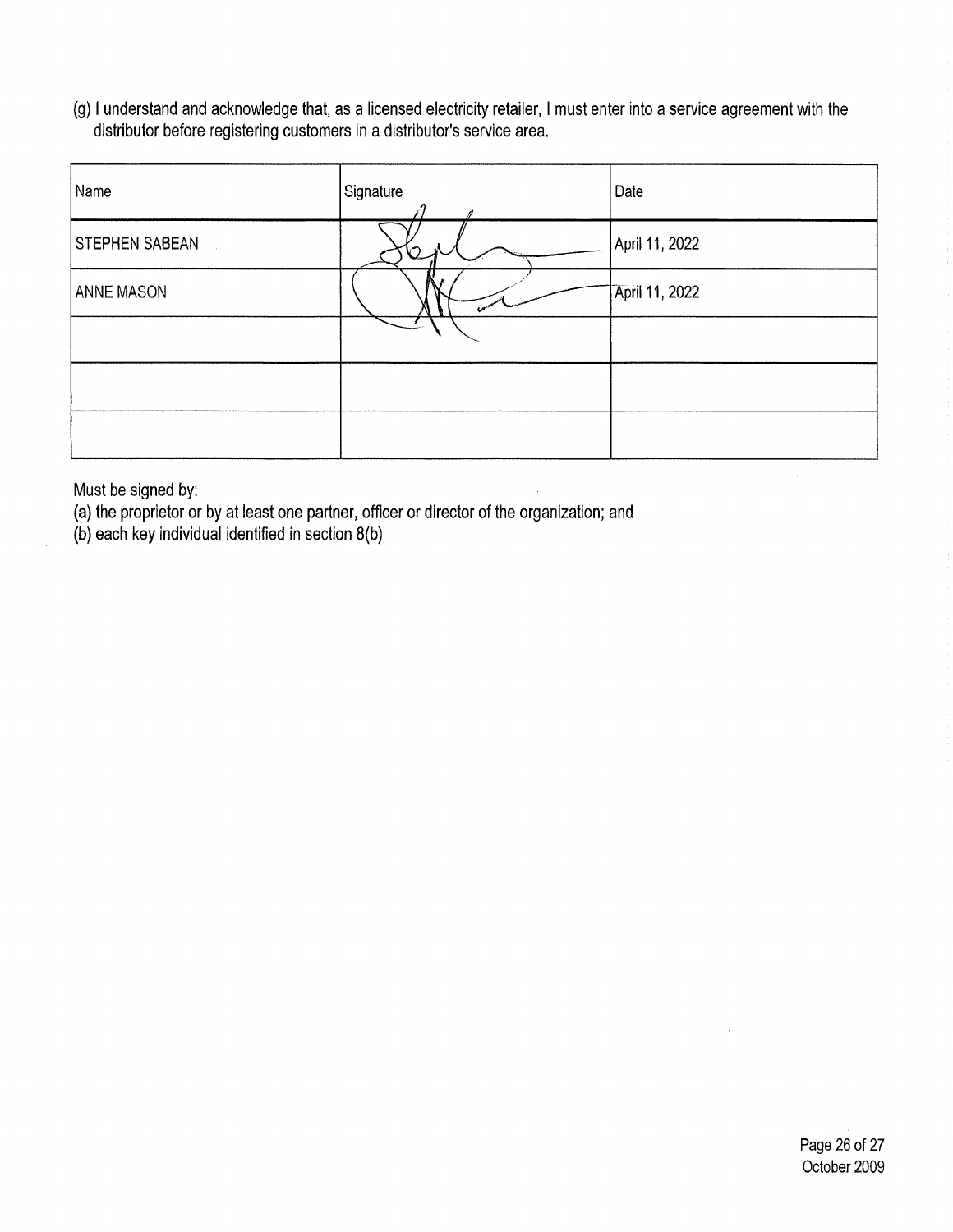(g) I understand and acknowledge that, as a licensed electricity retailer, I must enter into a service agreement with the distributor before registering customers in a distributor's service area.

| Name | Signature | Date |
|---|---|---|
| STEPHEN SABEAN | | April 11, 2022 |
| ANNE MASON | | April 11, 2022 |
| | | |
| | | |
| | | |

Must be signed by:

(a) the proprietor or by at least one partner, officer or director of the organization; and

(b) each key individual identified in section 8(b)